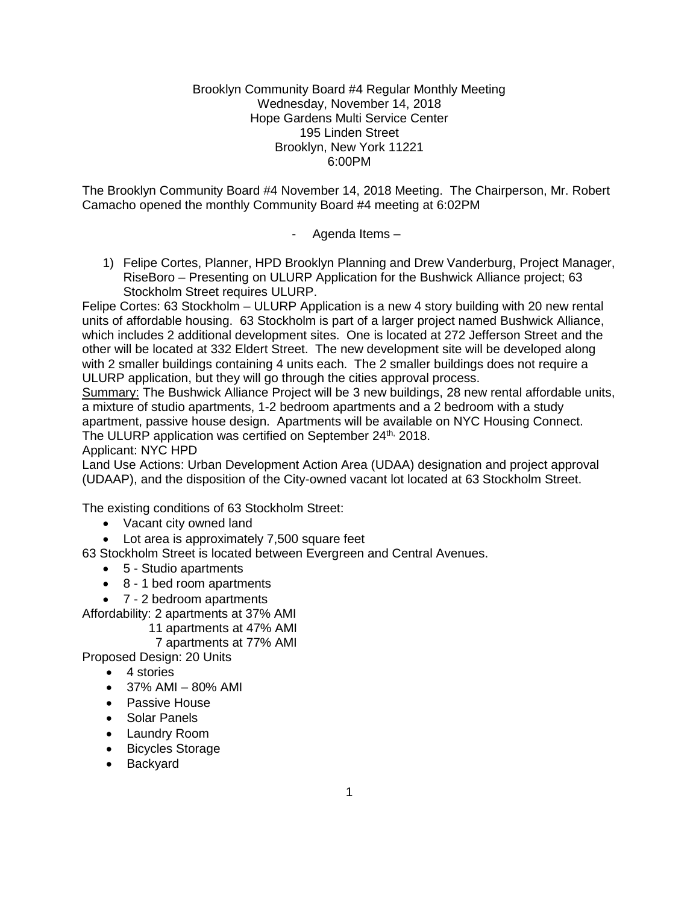Brooklyn Community Board #4 Regular Monthly Meeting
Wednesday, November 14, 2018
Hope Gardens Multi Service Center
195 Linden Street
Brooklyn, New York 11221
6:00PM

The Brooklyn Community Board #4 November 14, 2018 Meeting. The Chairperson, Mr. Robert Camacho opened the monthly Community Board #4 meeting at 6:02PM

- Agenda Items –

1) Felipe Cortes, Planner, HPD Brooklyn Planning and Drew Vanderburg, Project Manager, RiseBoro – Presenting on ULURP Application for the Bushwick Alliance project; 63 Stockholm Street requires ULURP.

Felipe Cortes: 63 Stockholm – ULURP Application is a new 4 story building with 20 new rental units of affordable housing. 63 Stockholm is part of a larger project named Bushwick Alliance, which includes 2 additional development sites. One is located at 272 Jefferson Street and the other will be located at 332 Eldert Street. The new development site will be developed along with 2 smaller buildings containing 4 units each. The 2 smaller buildings does not require a ULURP application, but they will go through the cities approval process.

<u>Summary:</u> The Bushwick Alliance Project will be 3 new buildings, 28 new rental affordable units, a mixture of studio apartments, 1-2 bedroom apartments and a 2 bedroom with a study apartment, passive house design. Apartments will be available on NYC Housing Connect. The ULURP application was certified on September 24th, 2018.

Applicant: NYC HPD

Land Use Actions: Urban Development Action Area (UDAA) designation and project approval (UDAAP), and the disposition of the City-owned vacant lot located at 63 Stockholm Street.

The existing conditions of 63 Stockholm Street:

- Vacant city owned land
- Lot area is approximately 7,500 square feet

63 Stockholm Street is located between Evergreen and Central Avenues.

- 5 - Studio apartments
- 8 - 1 bed room apartments
- 7 - 2 bedroom apartments

Affordability: 2 apartments at 37% AMI
11 apartments at 47% AMI
7 apartments at 77% AMI

Proposed Design: 20 Units

- 4 stories
- 37% AMI – 80% AMI
- Passive House
- Solar Panels
- Laundry Room
- Bicycles Storage
- Backyard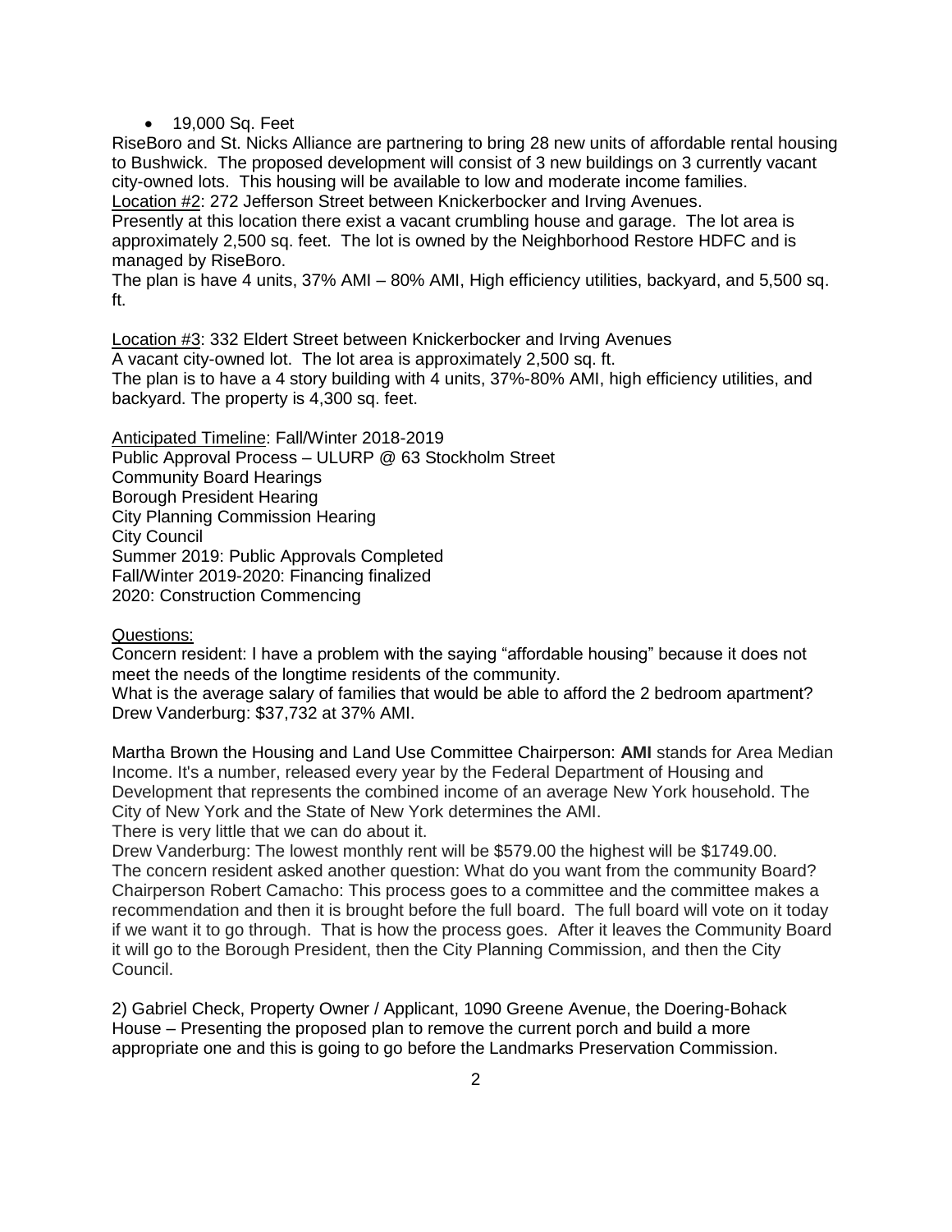- 19,000 Sq. Feet

RiseBoro and St. Nicks Alliance are partnering to bring 28 new units of affordable rental housing to Bushwick. The proposed development will consist of 3 new buildings on 3 currently vacant city-owned lots. This housing will be available to low and moderate income families.

Location #2: 272 Jefferson Street between Knickerbocker and Irving Avenues.

Presently at this location there exist a vacant crumbling house and garage. The lot area is approximately 2,500 sq. feet. The lot is owned by the Neighborhood Restore HDFC and is managed by RiseBoro.

The plan is have 4 units, 37% AMI – 80% AMI, High efficiency utilities, backyard, and 5,500 sq. ft.

Location #3: 332 Eldert Street between Knickerbocker and Irving Avenues

A vacant city-owned lot. The lot area is approximately 2,500 sq. ft.

The plan is to have a 4 story building with 4 units, 37%-80% AMI, high efficiency utilities, and backyard. The property is 4,300 sq. feet.

Anticipated Timeline: Fall/Winter 2018-2019

Public Approval Process – ULURP @ 63 Stockholm Street

Community Board Hearings

Borough President Hearing

City Planning Commission Hearing

City Council

Summer 2019: Public Approvals Completed

Fall/Winter 2019-2020: Financing finalized

2020: Construction Commencing

Questions:

Concern resident: I have a problem with the saying "affordable housing" because it does not meet the needs of the longtime residents of the community.

What is the average salary of families that would be able to afford the 2 bedroom apartment?

Drew Vanderburg: $37,732 at 37% AMI.

Martha Brown the Housing and Land Use Committee Chairperson: **AMI** stands for Area Median Income. It's a number, released every year by the Federal Department of Housing and Development that represents the combined income of an average New York household. The City of New York and the State of New York determines the AMI.

There is very little that we can do about it.

Drew Vanderburg: The lowest monthly rent will be $579.00 the highest will be $1749.00.

The concern resident asked another question: What do you want from the community Board?

Chairperson Robert Camacho: This process goes to a committee and the committee makes a recommendation and then it is brought before the full board. The full board will vote on it today if we want it to go through. That is how the process goes. After it leaves the Community Board it will go to the Borough President, then the City Planning Commission, and then the City Council.

2) Gabriel Check, Property Owner / Applicant, 1090 Greene Avenue, the Doering-Bohack House – Presenting the proposed plan to remove the current porch and build a more appropriate one and this is going to go before the Landmarks Preservation Commission.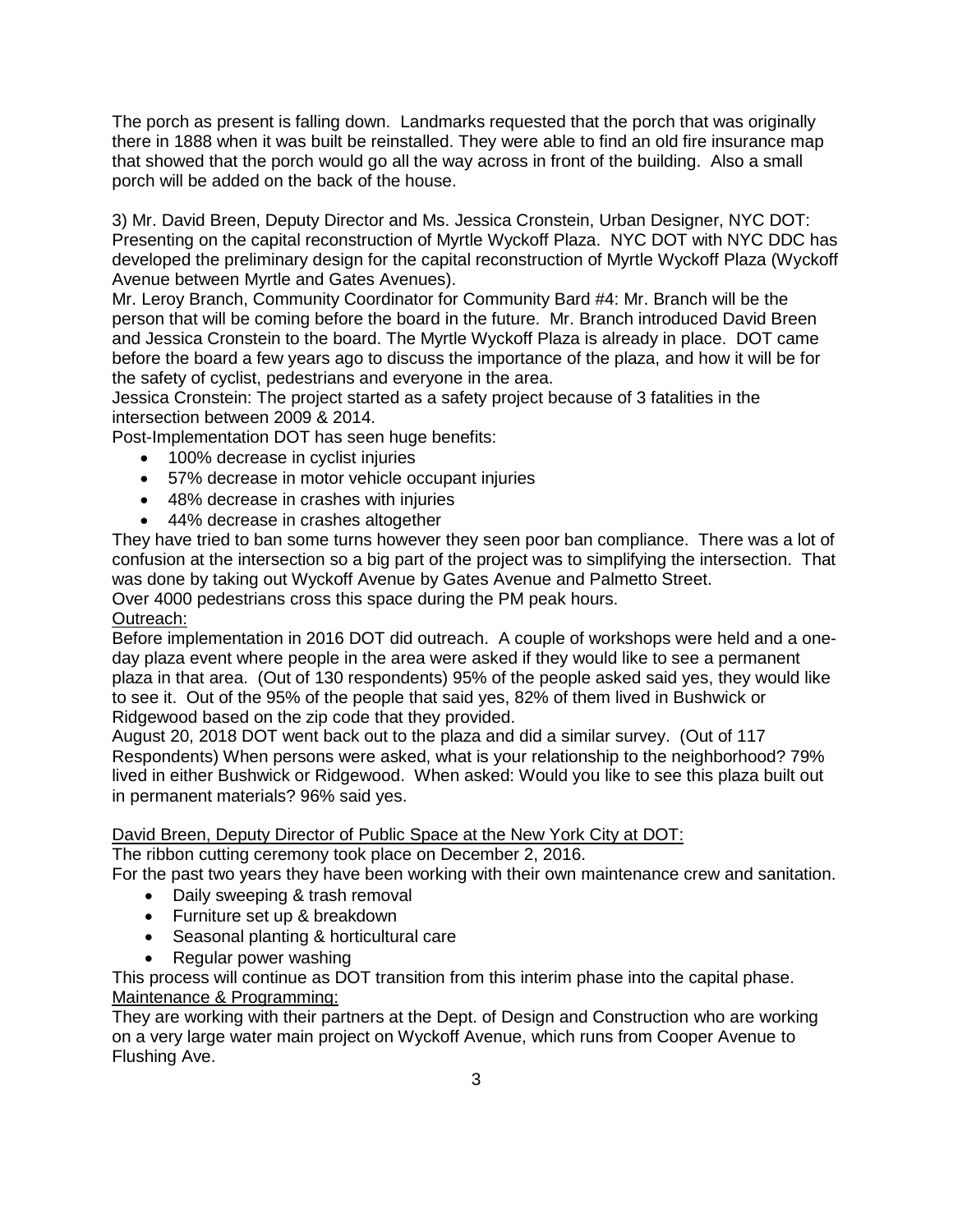The porch as present is falling down. Landmarks requested that the porch that was originally there in 1888 when it was built be reinstalled. They were able to find an old fire insurance map that showed that the porch would go all the way across in front of the building. Also a small porch will be added on the back of the house.

3) Mr. David Breen, Deputy Director and Ms. Jessica Cronstein, Urban Designer, NYC DOT: Presenting on the capital reconstruction of Myrtle Wyckoff Plaza. NYC DOT with NYC DDC has developed the preliminary design for the capital reconstruction of Myrtle Wyckoff Plaza (Wyckoff Avenue between Myrtle and Gates Avenues).

Mr. Leroy Branch, Community Coordinator for Community Bard #4: Mr. Branch will be the person that will be coming before the board in the future. Mr. Branch introduced David Breen and Jessica Cronstein to the board. The Myrtle Wyckoff Plaza is already in place. DOT came before the board a few years ago to discuss the importance of the plaza, and how it will be for the safety of cyclist, pedestrians and everyone in the area.

Jessica Cronstein: The project started as a safety project because of 3 fatalities in the intersection between 2009 & 2014.

Post-Implementation DOT has seen huge benefits:

- 100% decrease in cyclist injuries
- 57% decrease in motor vehicle occupant injuries
- 48% decrease in crashes with injuries
- 44% decrease in crashes altogether

They have tried to ban some turns however they seen poor ban compliance. There was a lot of confusion at the intersection so a big part of the project was to simplifying the intersection. That was done by taking out Wyckoff Avenue by Gates Avenue and Palmetto Street.

Over 4000 pedestrians cross this space during the PM peak hours.

<u>Outreach:</u>

Before implementation in 2016 DOT did outreach. A couple of workshops were held and a one-day plaza event where people in the area were asked if they would like to see a permanent plaza in that area. (Out of 130 respondents) 95% of the people asked said yes, they would like to see it. Out of the 95% of the people that said yes, 82% of them lived in Bushwick or Ridgewood based on the zip code that they provided.

August 20, 2018 DOT went back out to the plaza and did a similar survey. (Out of 117 Respondents) When persons were asked, what is your relationship to the neighborhood? 79% lived in either Bushwick or Ridgewood. When asked: Would you like to see this plaza built out in permanent materials? 96% said yes.

<u>David Breen, Deputy Director of Public Space at the New York City at DOT:</u>

The ribbon cutting ceremony took place on December 2, 2016.

For the past two years they have been working with their own maintenance crew and sanitation.

- Daily sweeping & trash removal
- Furniture set up & breakdown
- Seasonal planting & horticultural care
- Regular power washing

This process will continue as DOT transition from this interim phase into the capital phase.

<u>Maintenance & Programming:</u>

They are working with their partners at the Dept. of Design and Construction who are working on a very large water main project on Wyckoff Avenue, which runs from Cooper Avenue to Flushing Ave.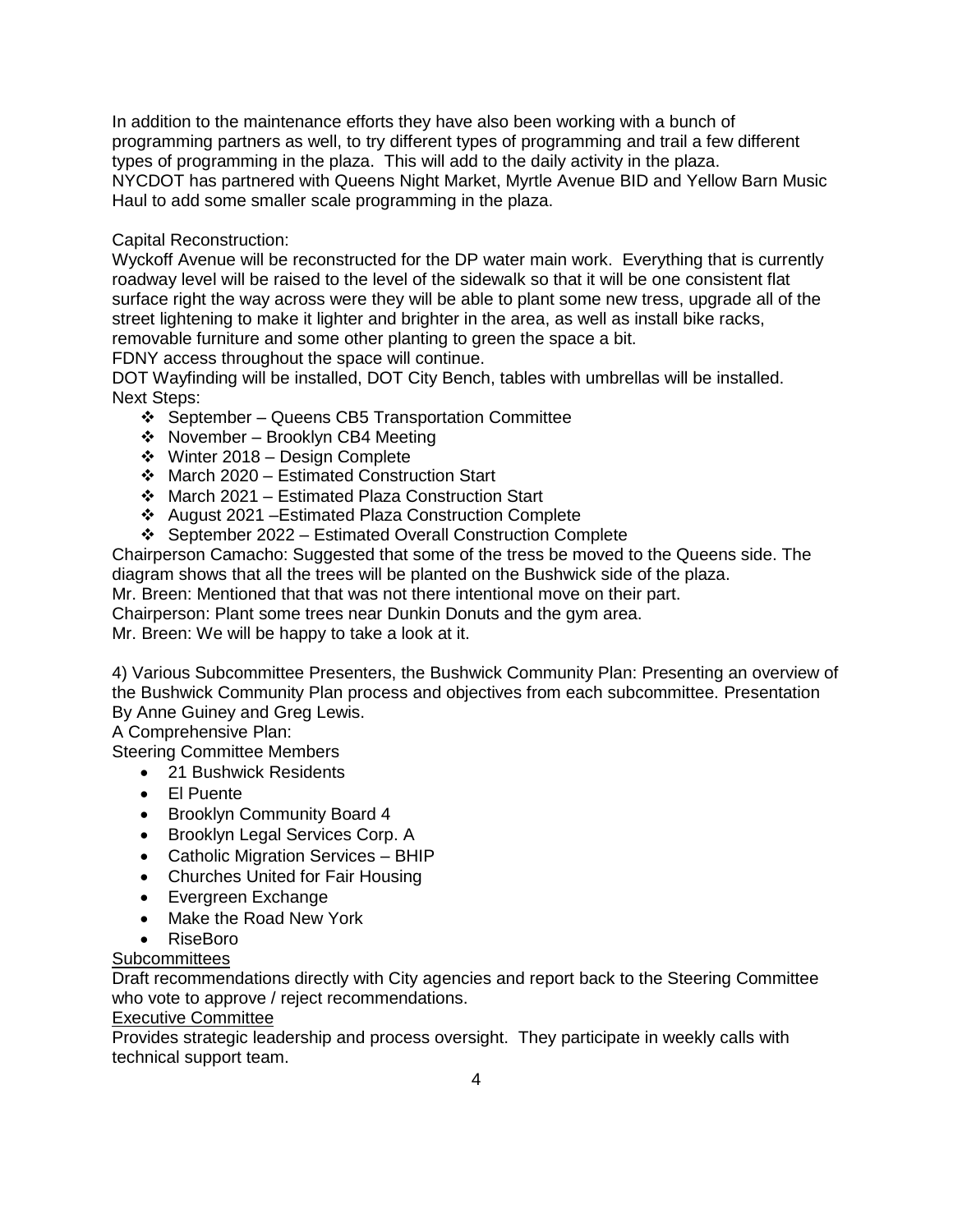In addition to the maintenance efforts they have also been working with a bunch of programming partners as well, to try different types of programming and trail a few different types of programming in the plaza. This will add to the daily activity in the plaza. NYCDOT has partnered with Queens Night Market, Myrtle Avenue BID and Yellow Barn Music Haul to add some smaller scale programming in the plaza.

Capital Reconstruction:

Wyckoff Avenue will be reconstructed for the DP water main work. Everything that is currently roadway level will be raised to the level of the sidewalk so that it will be one consistent flat surface right the way across were they will be able to plant some new tress, upgrade all of the street lightening to make it lighter and brighter in the area, as well as install bike racks, removable furniture and some other planting to green the space a bit.

FDNY access throughout the space will continue.

DOT Wayfinding will be installed, DOT City Bench, tables with umbrellas will be installed.

Next Steps:

- September – Queens CB5 Transportation Committee
- November – Brooklyn CB4 Meeting
- Winter 2018 – Design Complete
- March 2020 – Estimated Construction Start
- March 2021 – Estimated Plaza Construction Start
- August 2021 –Estimated Plaza Construction Complete
- September 2022 – Estimated Overall Construction Complete

Chairperson Camacho: Suggested that some of the tress be moved to the Queens side. The diagram shows that all the trees will be planted on the Bushwick side of the plaza.

Mr. Breen: Mentioned that that was not there intentional move on their part.

Chairperson: Plant some trees near Dunkin Donuts and the gym area.

Mr. Breen: We will be happy to take a look at it.

4) Various Subcommittee Presenters, the Bushwick Community Plan: Presenting an overview of the Bushwick Community Plan process and objectives from each subcommittee. Presentation By Anne Guiney and Greg Lewis.

A Comprehensive Plan:

Steering Committee Members

- 21 Bushwick Residents
- El Puente
- Brooklyn Community Board 4
- Brooklyn Legal Services Corp. A
- Catholic Migration Services – BHIP
- Churches United for Fair Housing
- Evergreen Exchange
- Make the Road New York
- RiseBoro

Subcommittees

Draft recommendations directly with City agencies and report back to the Steering Committee who vote to approve / reject recommendations.

Executive Committee

Provides strategic leadership and process oversight. They participate in weekly calls with technical support team.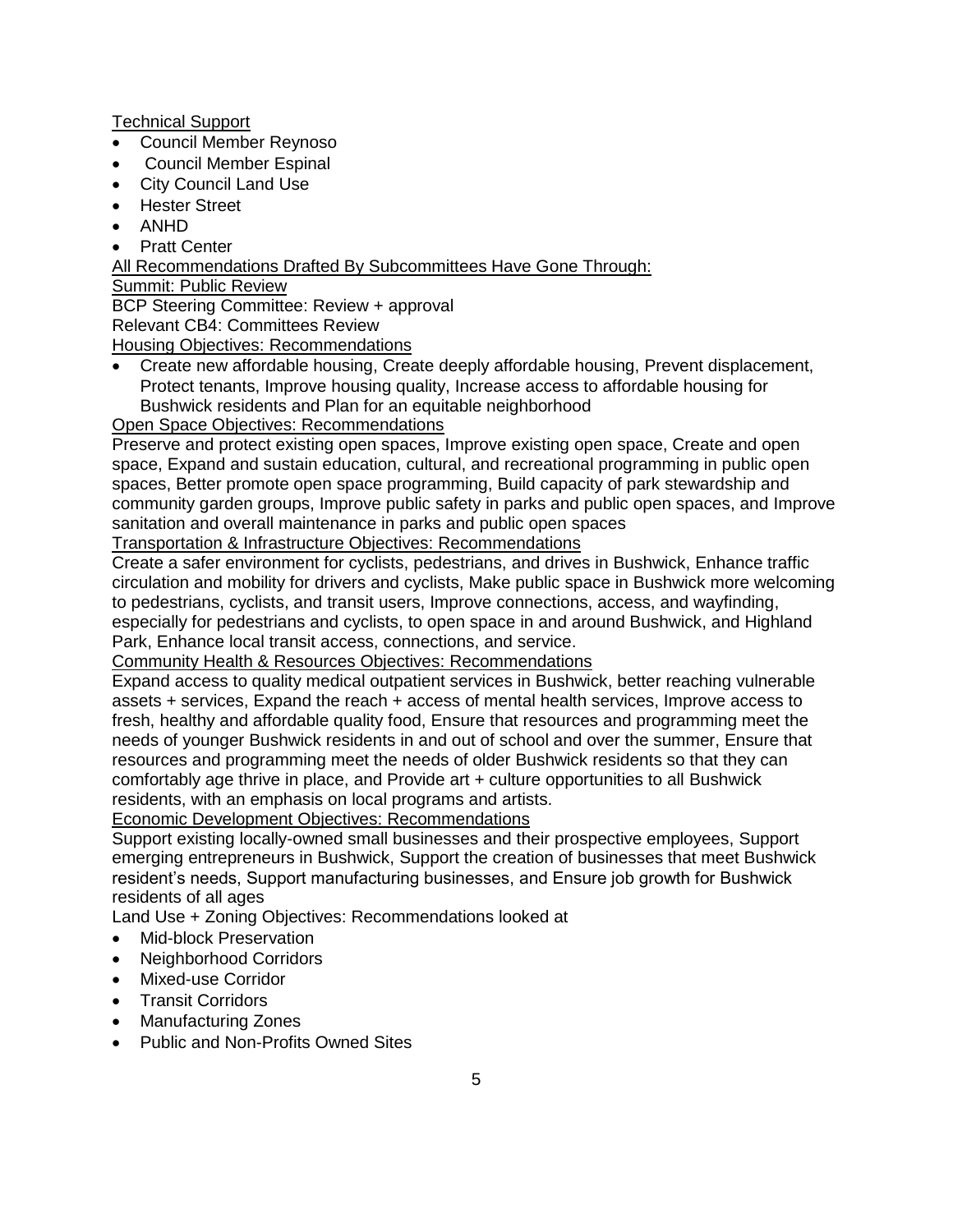<u>Technical Support</u>

- Council Member Reynoso
- Council Member Espinal
- City Council Land Use
- Hester Street
- ANHD
- Pratt Center

<u>All Recommendations Drafted By Subcommittees Have Gone Through:</u>

<u>Summit: Public Review</u>

BCP Steering Committee: Review + approval

Relevant CB4: Committees Review

<u>Housing Objectives: Recommendations</u>

- Create new affordable housing, Create deeply affordable housing, Prevent displacement, Protect tenants, Improve housing quality, Increase access to affordable housing for Bushwick residents and Plan for an equitable neighborhood

<u>Open Space Objectives: Recommendations</u>

Preserve and protect existing open spaces, Improve existing open space, Create and open space, Expand and sustain education, cultural, and recreational programming in public open spaces, Better promote open space programming, Build capacity of park stewardship and community garden groups, Improve public safety in parks and public open spaces, and Improve sanitation and overall maintenance in parks and public open spaces

<u>Transportation & Infrastructure Objectives: Recommendations</u>

Create a safer environment for cyclists, pedestrians, and drives in Bushwick, Enhance traffic circulation and mobility for drivers and cyclists, Make public space in Bushwick more welcoming to pedestrians, cyclists, and transit users, Improve connections, access, and wayfinding, especially for pedestrians and cyclists, to open space in and around Bushwick, and Highland Park, Enhance local transit access, connections, and service.

<u>Community Health & Resources Objectives: Recommendations</u>

Expand access to quality medical outpatient services in Bushwick, better reaching vulnerable assets + services, Expand the reach + access of mental health services, Improve access to fresh, healthy and affordable quality food, Ensure that resources and programming meet the needs of younger Bushwick residents in and out of school and over the summer, Ensure that resources and programming meet the needs of older Bushwick residents so that they can comfortably age thrive in place, and Provide art + culture opportunities to all Bushwick residents, with an emphasis on local programs and artists.

<u>Economic Development Objectives: Recommendations</u>

Support existing locally-owned small businesses and their prospective employees, Support emerging entrepreneurs in Bushwick, Support the creation of businesses that meet Bushwick resident's needs, Support manufacturing businesses, and Ensure job growth for Bushwick residents of all ages

Land Use + Zoning Objectives: Recommendations looked at

- Mid-block Preservation
- Neighborhood Corridors
- Mixed-use Corridor
- Transit Corridors
- Manufacturing Zones
- Public and Non-Profits Owned Sites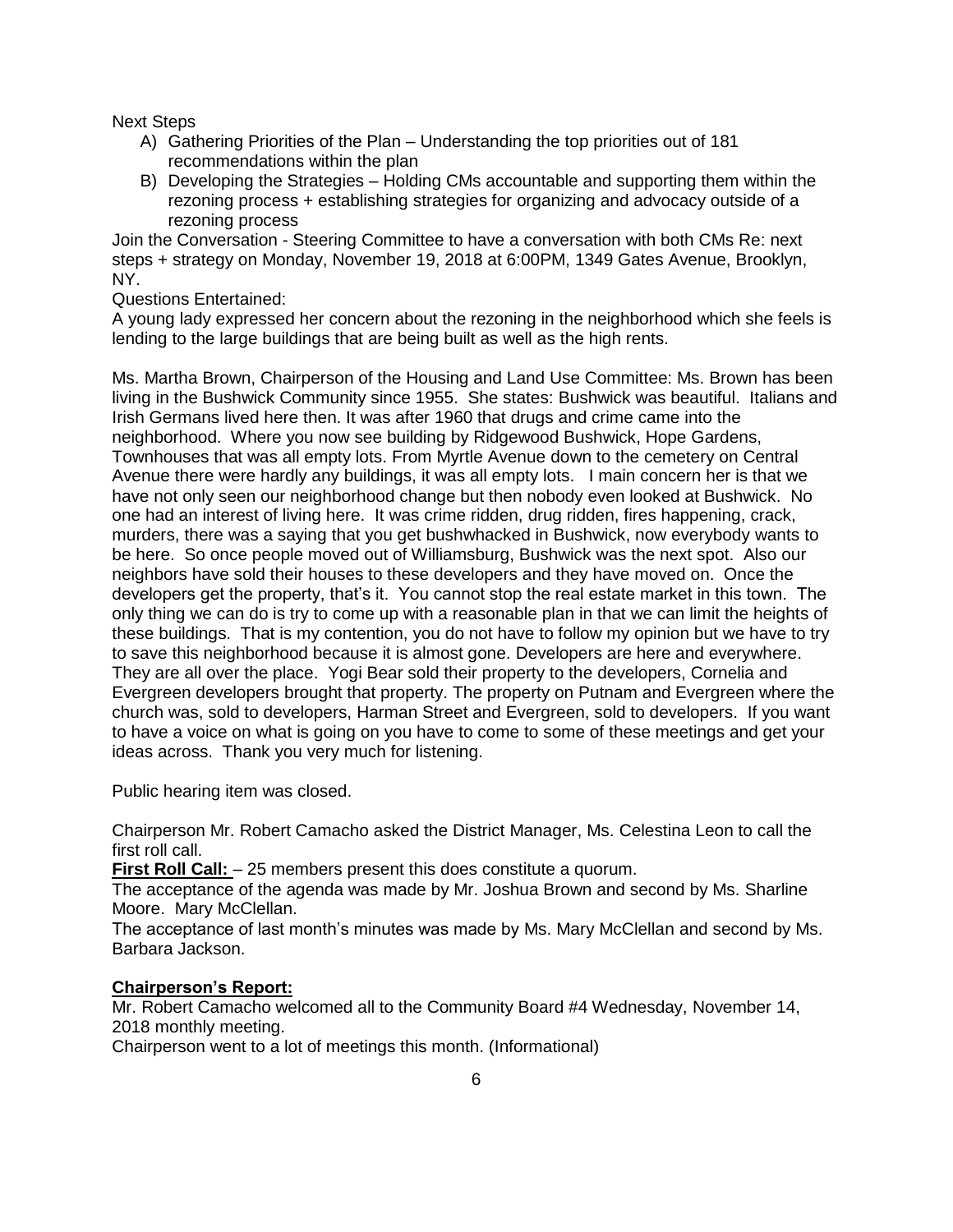Next Steps

A) Gathering Priorities of the Plan – Understanding the top priorities out of 181 recommendations within the plan
B) Developing the Strategies – Holding CMs accountable and supporting them within the rezoning process + establishing strategies for organizing and advocacy outside of a rezoning process

Join the Conversation - Steering Committee to have a conversation with both CMs Re: next steps + strategy on Monday, November 19, 2018 at 6:00PM, 1349 Gates Avenue, Brooklyn, NY.

Questions Entertained:

A young lady expressed her concern about the rezoning in the neighborhood which she feels is lending to the large buildings that are being built as well as the high rents.

Ms. Martha Brown, Chairperson of the Housing and Land Use Committee: Ms. Brown has been living in the Bushwick Community since 1955. She states: Bushwick was beautiful. Italians and Irish Germans lived here then. It was after 1960 that drugs and crime came into the neighborhood. Where you now see building by Ridgewood Bushwick, Hope Gardens, Townhouses that was all empty lots. From Myrtle Avenue down to the cemetery on Central Avenue there were hardly any buildings, it was all empty lots. I main concern her is that we have not only seen our neighborhood change but then nobody even looked at Bushwick. No one had an interest of living here. It was crime ridden, drug ridden, fires happening, crack, murders, there was a saying that you get bushwhacked in Bushwick, now everybody wants to be here. So once people moved out of Williamsburg, Bushwick was the next spot. Also our neighbors have sold their houses to these developers and they have moved on. Once the developers get the property, that's it. You cannot stop the real estate market in this town. The only thing we can do is try to come up with a reasonable plan in that we can limit the heights of these buildings. That is my contention, you do not have to follow my opinion but we have to try to save this neighborhood because it is almost gone. Developers are here and everywhere. They are all over the place. Yogi Bear sold their property to the developers, Cornelia and Evergreen developers brought that property. The property on Putnam and Evergreen where the church was, sold to developers, Harman Street and Evergreen, sold to developers. If you want to have a voice on what is going on you have to come to some of these meetings and get your ideas across. Thank you very much for listening.

Public hearing item was closed.

Chairperson Mr. Robert Camacho asked the District Manager, Ms. Celestina Leon to call the first roll call.

**First Roll Call:** – 25 members present this does constitute a quorum.

The acceptance of the agenda was made by Mr. Joshua Brown and second by Ms. Sharline Moore. Mary McClellan.

The acceptance of last month's minutes was made by Ms. Mary McClellan and second by Ms. Barbara Jackson.

**Chairperson's Report:**

Mr. Robert Camacho welcomed all to the Community Board #4 Wednesday, November 14, 2018 monthly meeting.

Chairperson went to a lot of meetings this month. (Informational)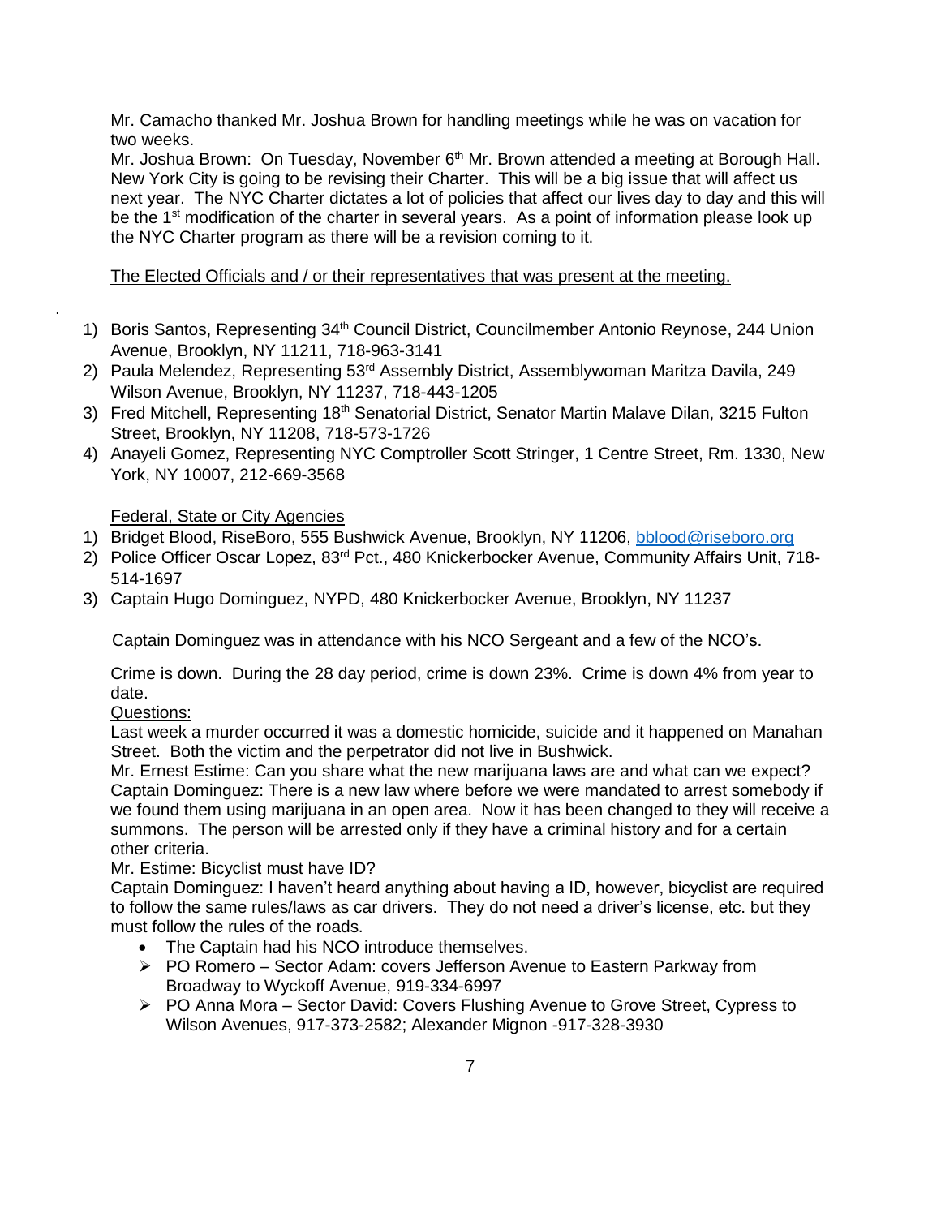Mr. Camacho thanked Mr. Joshua Brown for handling meetings while he was on vacation for two weeks.

Mr. Joshua Brown: On Tuesday, November 6th Mr. Brown attended a meeting at Borough Hall. New York City is going to be revising their Charter. This will be a big issue that will affect us next year. The NYC Charter dictates a lot of policies that affect our lives day to day and this will be the 1st modification of the charter in several years. As a point of information please look up the NYC Charter program as there will be a revision coming to it.

<u>The Elected Officials and / or their representatives that was present at the meeting.</u>

.

1) Boris Santos, Representing 34th Council District, Councilmember Antonio Reynose, 244 Union Avenue, Brooklyn, NY 11211, 718-963-3141
2) Paula Melendez, Representing 53rd Assembly District, Assemblywoman Maritza Davila, 249 Wilson Avenue, Brooklyn, NY 11237, 718-443-1205
3) Fred Mitchell, Representing 18th Senatorial District, Senator Martin Malave Dilan, 3215 Fulton Street, Brooklyn, NY 11208, 718-573-1726
4) Anayeli Gomez, Representing NYC Comptroller Scott Stringer, 1 Centre Street, Rm. 1330, New York, NY 10007, 212-669-3568

<u>Federal, State or City Agencies</u>

1) Bridget Blood, RiseBoro, 555 Bushwick Avenue, Brooklyn, NY 11206, bblood@riseboro.org
2) Police Officer Oscar Lopez, 83rd Pct., 480 Knickerbocker Avenue, Community Affairs Unit, 718-514-1697
3) Captain Hugo Dominguez, NYPD, 480 Knickerbocker Avenue, Brooklyn, NY 11237

Captain Dominguez was in attendance with his NCO Sergeant and a few of the NCO's.

Crime is down. During the 28 day period, crime is down 23%. Crime is down 4% from year to date.

<u>Questions:</u>

Last week a murder occurred it was a domestic homicide, suicide and it happened on Manahan Street. Both the victim and the perpetrator did not live in Bushwick.

Mr. Ernest Estime: Can you share what the new marijuana laws are and what can we expect?

Captain Dominguez: There is a new law where before we were mandated to arrest somebody if we found them using marijuana in an open area. Now it has been changed to they will receive a summons. The person will be arrested only if they have a criminal history and for a certain other criteria.

Mr. Estime: Bicyclist must have ID?

Captain Dominguez: I haven't heard anything about having a ID, however, bicyclist are required to follow the same rules/laws as car drivers. They do not need a driver's license, etc. but they must follow the rules of the roads.

- The Captain had his NCO introduce themselves.
- PO Romero – Sector Adam: covers Jefferson Avenue to Eastern Parkway from Broadway to Wyckoff Avenue, 919-334-6997
- PO Anna Mora – Sector David: Covers Flushing Avenue to Grove Street, Cypress to Wilson Avenues, 917-373-2582; Alexander Mignon -917-328-3930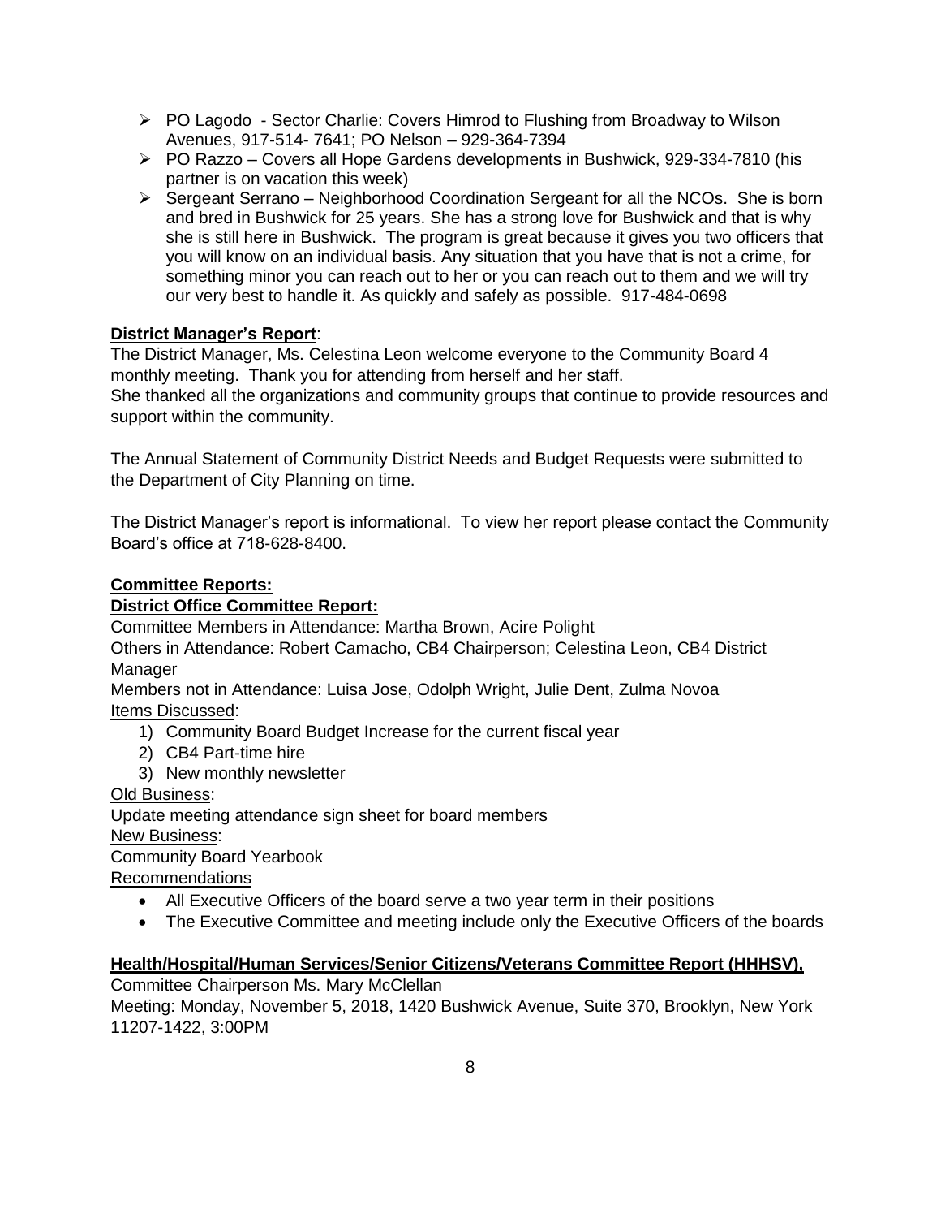- PO Lagodo - Sector Charlie: Covers Himrod to Flushing from Broadway to Wilson Avenues, 917-514- 7641; PO Nelson – 929-364-7394
- PO Razzo – Covers all Hope Gardens developments in Bushwick, 929-334-7810 (his partner is on vacation this week)
- Sergeant Serrano – Neighborhood Coordination Sergeant for all the NCOs. She is born and bred in Bushwick for 25 years. She has a strong love for Bushwick and that is why she is still here in Bushwick. The program is great because it gives you two officers that you will know on an individual basis. Any situation that you have that is not a crime, for something minor you can reach out to her or you can reach out to them and we will try our very best to handle it. As quickly and safely as possible. 917-484-0698

**District Manager's Report**:

The District Manager, Ms. Celestina Leon welcome everyone to the Community Board 4 monthly meeting. Thank you for attending from herself and her staff.
She thanked all the organizations and community groups that continue to provide resources and support within the community.

The Annual Statement of Community District Needs and Budget Requests were submitted to the Department of City Planning on time.

The District Manager's report is informational. To view her report please contact the Community Board's office at 718-628-8400.

**Committee Reports:**

**District Office Committee Report:**

Committee Members in Attendance: Martha Brown, Acire Polight
Others in Attendance: Robert Camacho, CB4 Chairperson; Celestina Leon, CB4 District Manager
Members not in Attendance: Luisa Jose, Odolph Wright, Julie Dent, Zulma Novoa
Items Discussed:

1) Community Board Budget Increase for the current fiscal year
2) CB4 Part-time hire
3) New monthly newsletter

Old Business:
Update meeting attendance sign sheet for board members
New Business:
Community Board Yearbook
Recommendations

- All Executive Officers of the board serve a two year term in their positions
- The Executive Committee and meeting include only the Executive Officers of the boards

**Health/Hospital/Human Services/Senior Citizens/Veterans Committee Report (HHHSV),**

Committee Chairperson Ms. Mary McClellan
Meeting: Monday, November 5, 2018, 1420 Bushwick Avenue, Suite 370, Brooklyn, New York 11207-1422, 3:00PM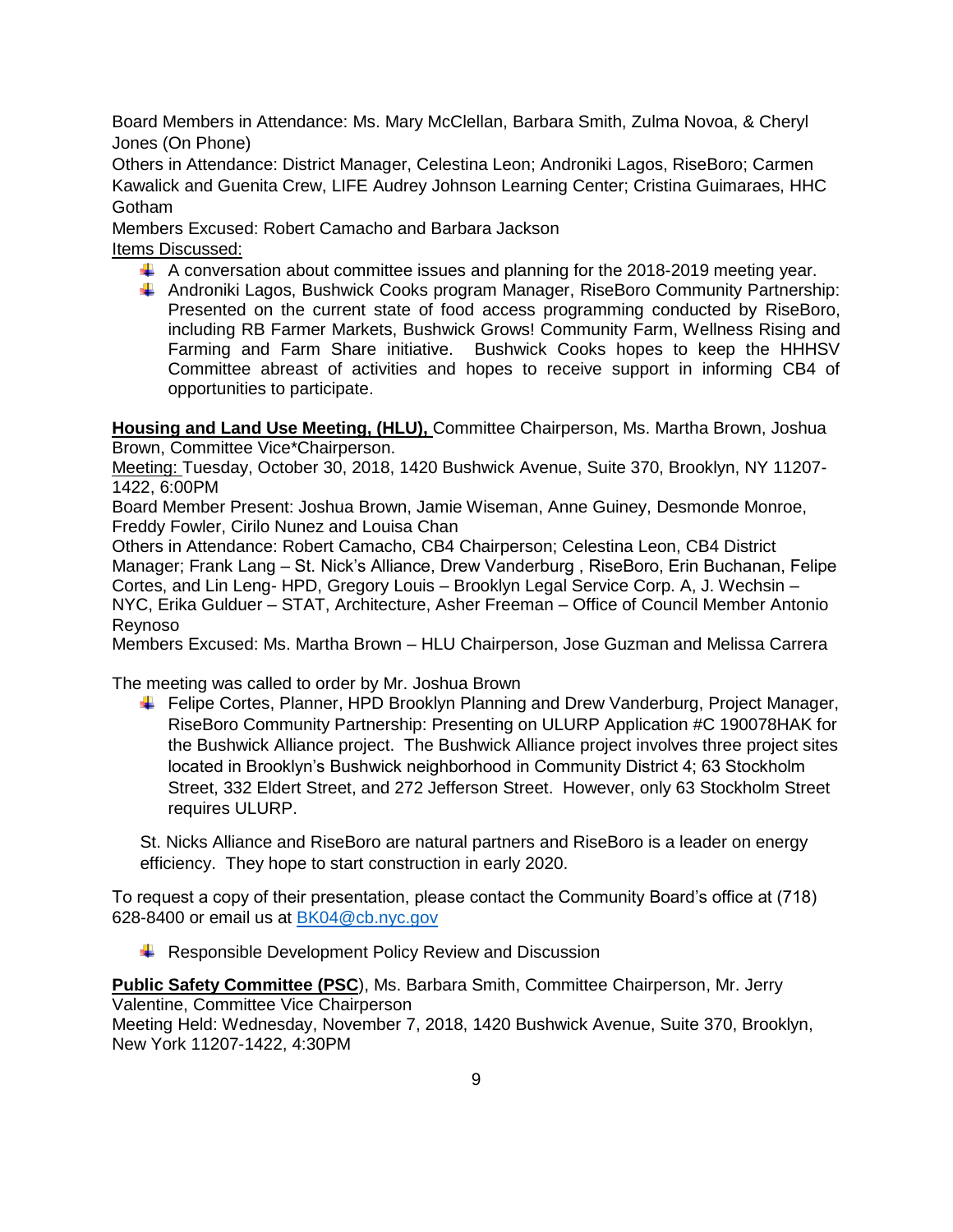Board Members in Attendance: Ms. Mary McClellan, Barbara Smith, Zulma Novoa, & Cheryl Jones (On Phone)
Others in Attendance: District Manager, Celestina Leon; Androniki Lagos, RiseBoro; Carmen Kawalick and Guenita Crew, LIFE Audrey Johnson Learning Center; Cristina Guimaraes, HHC Gotham
Members Excused: Robert Camacho and Barbara Jackson
Items Discussed:

- A conversation about committee issues and planning for the 2018-2019 meeting year.
- Androniki Lagos, Bushwick Cooks program Manager, RiseBoro Community Partnership: Presented on the current state of food access programming conducted by RiseBoro, including RB Farmer Markets, Bushwick Grows! Community Farm, Wellness Rising and Farming and Farm Share initiative. Bushwick Cooks hopes to keep the HHHSV Committee abreast of activities and hopes to receive support in informing CB4 of opportunities to participate.

**Housing and Land Use Meeting, (HLU),** Committee Chairperson, Ms. Martha Brown, Joshua Brown, Committee Vice*Chairperson.
Meeting: Tuesday, October 30, 2018, 1420 Bushwick Avenue, Suite 370, Brooklyn, NY 11207-1422, 6:00PM
Board Member Present: Joshua Brown, Jamie Wiseman, Anne Guiney, Desmonde Monroe, Freddy Fowler, Cirilo Nunez and Louisa Chan
Others in Attendance: Robert Camacho, CB4 Chairperson; Celestina Leon, CB4 District Manager; Frank Lang – St. Nick's Alliance, Drew Vanderburg , RiseBoro, Erin Buchanan, Felipe Cortes, and Lin Leng- HPD, Gregory Louis – Brooklyn Legal Service Corp. A, J. Wechsin – NYC, Erika Gulduer – STAT, Architecture, Asher Freeman – Office of Council Member Antonio Reynoso
Members Excused: Ms. Martha Brown – HLU Chairperson, Jose Guzman and Melissa Carrera

The meeting was called to order by Mr. Joshua Brown

- Felipe Cortes, Planner, HPD Brooklyn Planning and Drew Vanderburg, Project Manager, RiseBoro Community Partnership: Presenting on ULURP Application #C 190078HAK for the Bushwick Alliance project. The Bushwick Alliance project involves three project sites located in Brooklyn's Bushwick neighborhood in Community District 4; 63 Stockholm Street, 332 Eldert Street, and 272 Jefferson Street. However, only 63 Stockholm Street requires ULURP.

  St. Nicks Alliance and RiseBoro are natural partners and RiseBoro is a leader on energy efficiency. They hope to start construction in early 2020.

To request a copy of their presentation, please contact the Community Board's office at (718) 628-8400 or email us at BK04@cb.nyc.gov

- Responsible Development Policy Review and Discussion

**Public Safety Committee (PSC)**, Ms. Barbara Smith, Committee Chairperson, Mr. Jerry Valentine, Committee Vice Chairperson
Meeting Held: Wednesday, November 7, 2018, 1420 Bushwick Avenue, Suite 370, Brooklyn, New York 11207-1422, 4:30PM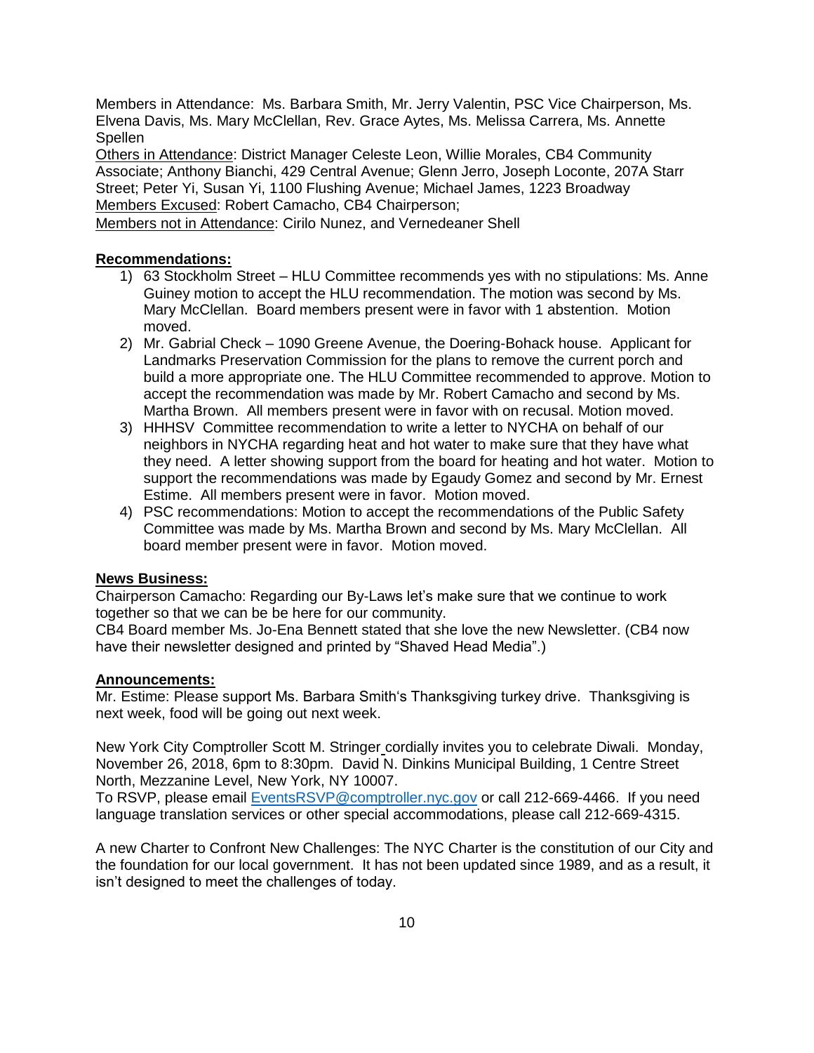Members in Attendance: Ms. Barbara Smith, Mr. Jerry Valentin, PSC Vice Chairperson, Ms. Elvena Davis, Ms. Mary McClellan, Rev. Grace Aytes, Ms. Melissa Carrera, Ms. Annette Spellen

Others in Attendance: District Manager Celeste Leon, Willie Morales, CB4 Community Associate; Anthony Bianchi, 429 Central Avenue; Glenn Jerro, Joseph Loconte, 207A Starr Street; Peter Yi, Susan Yi, 1100 Flushing Avenue; Michael James, 1223 Broadway

Members Excused: Robert Camacho, CB4 Chairperson;

Members not in Attendance: Cirilo Nunez, and Vernedeaner Shell

**Recommendations:**

1) 63 Stockholm Street – HLU Committee recommends yes with no stipulations: Ms. Anne Guiney motion to accept the HLU recommendation. The motion was second by Ms. Mary McClellan. Board members present were in favor with 1 abstention. Motion moved.
2) Mr. Gabrial Check – 1090 Greene Avenue, the Doering-Bohack house. Applicant for Landmarks Preservation Commission for the plans to remove the current porch and build a more appropriate one. The HLU Committee recommended to approve. Motion to accept the recommendation was made by Mr. Robert Camacho and second by Ms. Martha Brown. All members present were in favor with on recusal. Motion moved.
3) HHHSV Committee recommendation to write a letter to NYCHA on behalf of our neighbors in NYCHA regarding heat and hot water to make sure that they have what they need. A letter showing support from the board for heating and hot water. Motion to support the recommendations was made by Egaudy Gomez and second by Mr. Ernest Estime. All members present were in favor. Motion moved.
4) PSC recommendations: Motion to accept the recommendations of the Public Safety Committee was made by Ms. Martha Brown and second by Ms. Mary McClellan. All board member present were in favor. Motion moved.

**News Business:**

Chairperson Camacho: Regarding our By-Laws let's make sure that we continue to work together so that we can be be here for our community.

CB4 Board member Ms. Jo-Ena Bennett stated that she love the new Newsletter. (CB4 now have their newsletter designed and printed by "Shaved Head Media".)

**Announcements:**

Mr. Estime: Please support Ms. Barbara Smith's Thanksgiving turkey drive. Thanksgiving is next week, food will be going out next week.

New York City Comptroller Scott M. Stringer cordially invites you to celebrate Diwali. Monday, November 26, 2018, 6pm to 8:30pm. David N. Dinkins Municipal Building, 1 Centre Street North, Mezzanine Level, New York, NY 10007.

To RSVP, please email EventsRSVP@comptroller.nyc.gov or call 212-669-4466. If you need language translation services or other special accommodations, please call 212-669-4315.

A new Charter to Confront New Challenges: The NYC Charter is the constitution of our City and the foundation for our local government. It has not been updated since 1989, and as a result, it isn't designed to meet the challenges of today.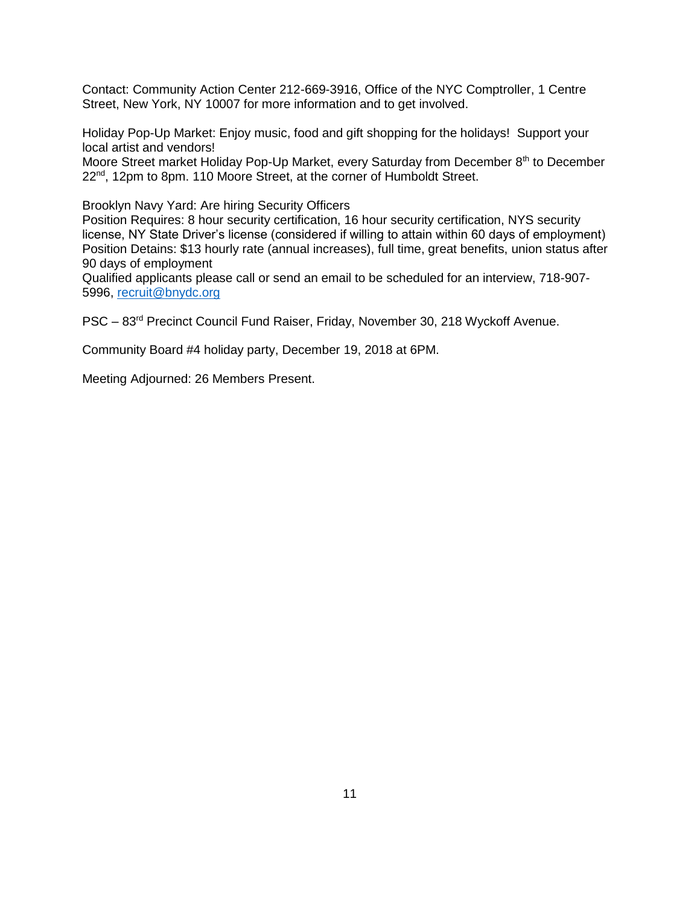Contact: Community Action Center 212-669-3916, Office of the NYC Comptroller, 1 Centre Street, New York, NY 10007 for more information and to get involved.

Holiday Pop-Up Market: Enjoy music, food and gift shopping for the holidays! Support your local artist and vendors!
Moore Street market Holiday Pop-Up Market, every Saturday from December 8th to December 22nd, 12pm to 8pm. 110 Moore Street, at the corner of Humboldt Street.

Brooklyn Navy Yard: Are hiring Security Officers
Position Requires: 8 hour security certification, 16 hour security certification, NYS security license, NY State Driver's license (considered if willing to attain within 60 days of employment)
Position Detains: $13 hourly rate (annual increases), full time, great benefits, union status after 90 days of employment
Qualified applicants please call or send an email to be scheduled for an interview, 718-907-5996, recruit@bnydc.org

PSC – 83rd Precinct Council Fund Raiser, Friday, November 30, 218 Wyckoff Avenue.

Community Board #4 holiday party, December 19, 2018 at 6PM.

Meeting Adjourned: 26 Members Present.